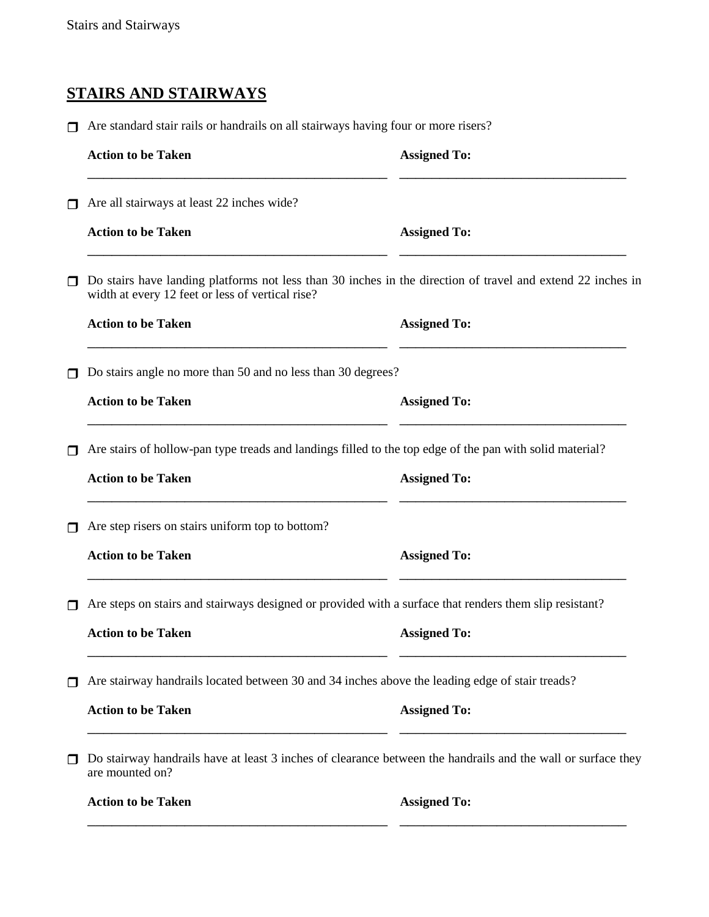## STAIRS AND STAIRWAYS

- [ ] Are standard stair rails or handrails on all stairways having four or more risers?

  **Action to be Taken** \_\_\_\_\_\_\_\_\_\_\_\_\_\_\_\_\_\_\_\_\_\_\_\_\_\_\_\_ **Assigned To:** \_\_\_\_\_\_\_\_\_\_\_\_\_\_\_\_\_\_\_\_\_\_\_\_\_\_\_\_

- [ ] Are all stairways at least 22 inches wide?

  **Action to be Taken** \_\_\_\_\_\_\_\_\_\_\_\_\_\_\_\_\_\_\_\_\_\_\_\_\_\_\_\_ **Assigned To:** \_\_\_\_\_\_\_\_\_\_\_\_\_\_\_\_\_\_\_\_\_\_\_\_\_\_\_\_

- [ ] Do stairs have landing platforms not less than 30 inches in the direction of travel and extend 22 inches in width at every 12 feet or less of vertical rise?

  **Action to be Taken** \_\_\_\_\_\_\_\_\_\_\_\_\_\_\_\_\_\_\_\_\_\_\_\_\_\_\_\_ **Assigned To:** \_\_\_\_\_\_\_\_\_\_\_\_\_\_\_\_\_\_\_\_\_\_\_\_\_\_\_\_

- [ ] Do stairs angle no more than 50 and no less than 30 degrees?

  **Action to be Taken** \_\_\_\_\_\_\_\_\_\_\_\_\_\_\_\_\_\_\_\_\_\_\_\_\_\_\_\_ **Assigned To:** \_\_\_\_\_\_\_\_\_\_\_\_\_\_\_\_\_\_\_\_\_\_\_\_\_\_\_\_

- [ ] Are stairs of hollow-pan type treads and landings filled to the top edge of the pan with solid material?

  **Action to be Taken** \_\_\_\_\_\_\_\_\_\_\_\_\_\_\_\_\_\_\_\_\_\_\_\_\_\_\_\_ **Assigned To:** \_\_\_\_\_\_\_\_\_\_\_\_\_\_\_\_\_\_\_\_\_\_\_\_\_\_\_\_

- [ ] Are step risers on stairs uniform top to bottom?

  **Action to be Taken** \_\_\_\_\_\_\_\_\_\_\_\_\_\_\_\_\_\_\_\_\_\_\_\_\_\_\_\_ **Assigned To:** \_\_\_\_\_\_\_\_\_\_\_\_\_\_\_\_\_\_\_\_\_\_\_\_\_\_\_\_

- [ ] Are steps on stairs and stairways designed or provided with a surface that renders them slip resistant?

  **Action to be Taken** \_\_\_\_\_\_\_\_\_\_\_\_\_\_\_\_\_\_\_\_\_\_\_\_\_\_\_\_ **Assigned To:** \_\_\_\_\_\_\_\_\_\_\_\_\_\_\_\_\_\_\_\_\_\_\_\_\_\_\_\_

- [ ] Are stairway handrails located between 30 and 34 inches above the leading edge of stair treads?

  **Action to be Taken** \_\_\_\_\_\_\_\_\_\_\_\_\_\_\_\_\_\_\_\_\_\_\_\_\_\_\_\_ **Assigned To:** \_\_\_\_\_\_\_\_\_\_\_\_\_\_\_\_\_\_\_\_\_\_\_\_\_\_\_\_

- [ ] Do stairway handrails have at least 3 inches of clearance between the handrails and the wall or surface they are mounted on?

  **Action to be Taken** \_\_\_\_\_\_\_\_\_\_\_\_\_\_\_\_\_\_\_\_\_\_\_\_\_\_\_\_ **Assigned To:** \_\_\_\_\_\_\_\_\_\_\_\_\_\_\_\_\_\_\_\_\_\_\_\_\_\_\_\_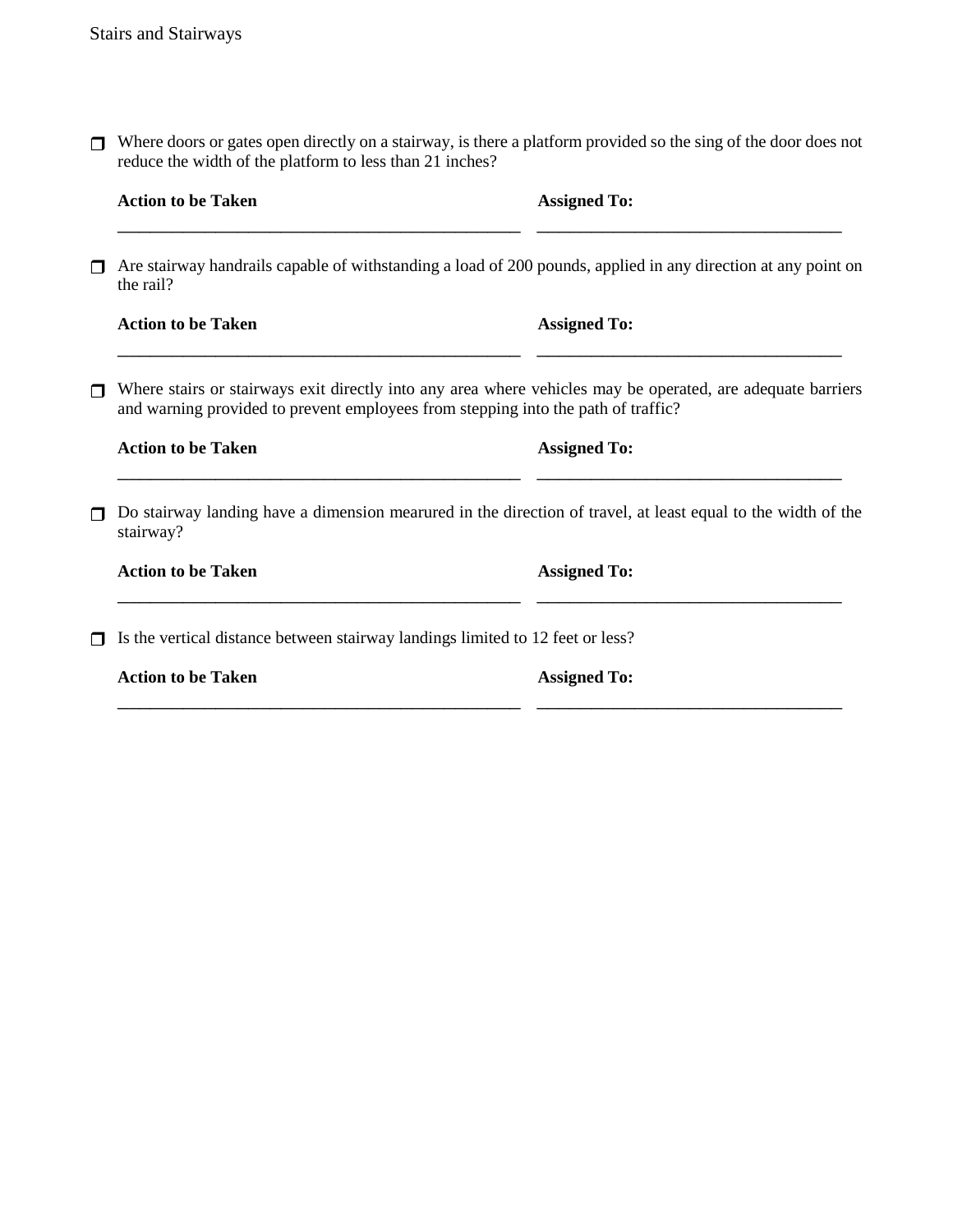Stairs and Stairways

- ❒ Where doors or gates open directly on a stairway, is there a platform provided so the sing of the door does not reduce the width of the platform to less than 21 inches?

  **Action to be Taken** ______________________________ **Assigned To:** ______________________________

- ❒ Are stairway handrails capable of withstanding a load of 200 pounds, applied in any direction at any point on the rail?

  **Action to be Taken** ______________________________ **Assigned To:** ______________________________

- ❒ Where stairs or stairways exit directly into any area where vehicles may be operated, are adequate barriers and warning provided to prevent employees from stepping into the path of traffic?

  **Action to be Taken** ______________________________ **Assigned To:** ______________________________

- ❒ Do stairway landing have a dimension mearured in the direction of travel, at least equal to the width of the stairway?

  **Action to be Taken** ______________________________ **Assigned To:** ______________________________

- ❒ Is the vertical distance between stairway landings limited to 12 feet or less?

  **Action to be Taken** ______________________________ **Assigned To:** ______________________________